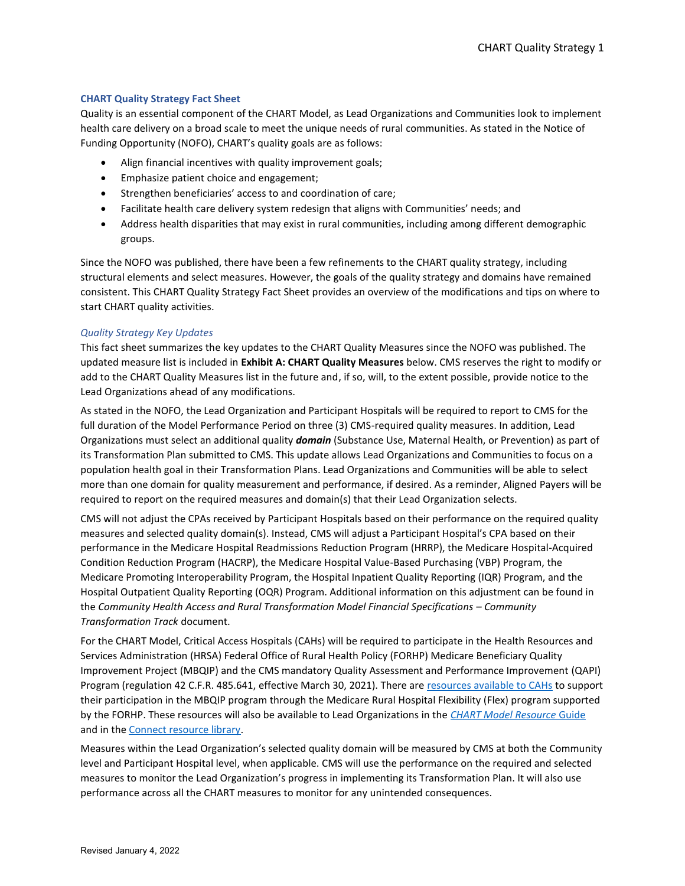## CHART Quality Strategy Fact Sheet

Quality is an essential component of the CHART Model, as Lead Organizations and Communities look to implement health care delivery on a broad scale to meet the unique needs of rural communities. As stated in the Notice of Funding Opportunity (NOFO), CHART's quality goals are as follows:

- Align financial incentives with quality improvement goals;
- Emphasize patient choice and engagement;
- Strengthen beneficiaries' access to and coordination of care;
- Facilitate health care delivery system redesign that aligns with Communities' needs; and
- Address health disparities that may exist in rural communities, including among different demographic groups.

Since the NOFO was published, there have been a few refinements to the CHART quality strategy, including structural elements and select measures. However, the goals of the quality strategy and domains have remained consistent. This CHART Quality Strategy Fact Sheet provides an overview of the modifications and tips on where to start CHART quality activities.

### *Quality Strategy Key Updates*

This fact sheet summarizes the key updates to the CHART Quality Measures since the NOFO was published. The updated measure list is included in **Exhibit A: CHART Quality Measures** below. CMS reserves the right to modify or add to the CHART Quality Measures list in the future and, if so, will, to the extent possible, provide notice to the Lead Organizations ahead of any modifications.

As stated in the NOFO, the Lead Organization and Participant Hospitals will be required to report to CMS for the full duration of the Model Performance Period on three (3) CMS-required quality measures. In addition, Lead Organizations must select an additional quality ***domain*** (Substance Use, Maternal Health, or Prevention) as part of its Transformation Plan submitted to CMS. This update allows Lead Organizations and Communities to focus on a population health goal in their Transformation Plans. Lead Organizations and Communities will be able to select more than one domain for quality measurement and performance, if desired. As a reminder, Aligned Payers will be required to report on the required measures and domain(s) that their Lead Organization selects.

CMS will not adjust the CPAs received by Participant Hospitals based on their performance on the required quality measures and selected quality domain(s). Instead, CMS will adjust a Participant Hospital's CPA based on their performance in the Medicare Hospital Readmissions Reduction Program (HRRP), the Medicare Hospital-Acquired Condition Reduction Program (HACRP), the Medicare Hospital Value-Based Purchasing (VBP) Program, the Medicare Promoting Interoperability Program, the Hospital Inpatient Quality Reporting (IQR) Program, and the Hospital Outpatient Quality Reporting (OQR) Program. Additional information on this adjustment can be found in the *Community Health Access and Rural Transformation Model Financial Specifications – Community Transformation Track* document.

For the CHART Model, Critical Access Hospitals (CAHs) will be required to participate in the Health Resources and Services Administration (HRSA) Federal Office of Rural Health Policy (FORHP) Medicare Beneficiary Quality Improvement Project (MBQIP) and the CMS mandatory Quality Assessment and Performance Improvement (QAPI) Program (regulation 42 C.F.R. 485.641, effective March 30, 2021). There are resources available to CAHs to support their participation in the MBQIP program through the Medicare Rural Hospital Flexibility (Flex) program supported by the FORHP. These resources will also be available to Lead Organizations in the *CHART Model Resource* Guide and in the Connect resource library.

Measures within the Lead Organization's selected quality domain will be measured by CMS at both the Community level and Participant Hospital level, when applicable. CMS will use the performance on the required and selected measures to monitor the Lead Organization's progress in implementing its Transformation Plan. It will also use performance across all the CHART measures to monitor for any unintended consequences.

Revised January 4, 2022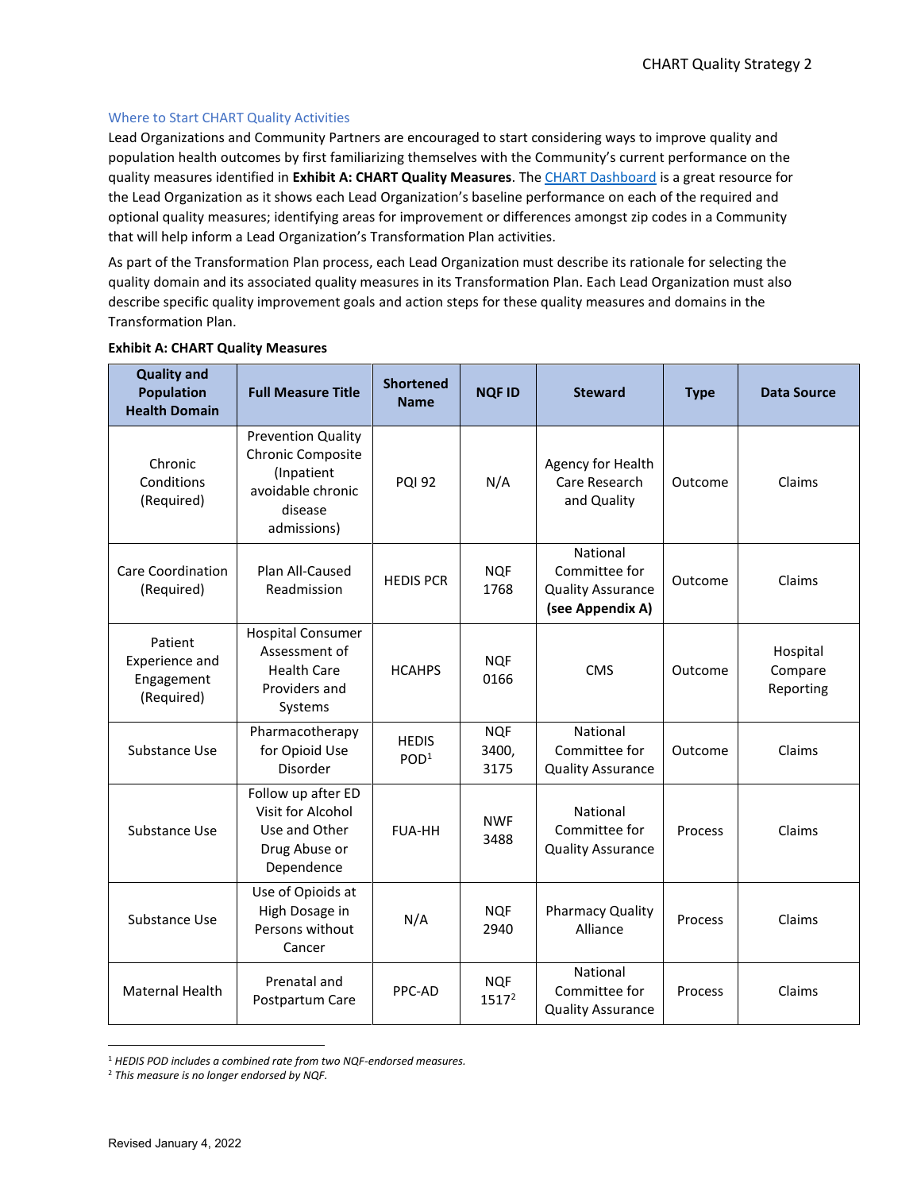### Where to Start CHART Quality Activities

Lead Organizations and Community Partners are encouraged to start considering ways to improve quality and population health outcomes by first familiarizing themselves with the Community's current performance on the quality measures identified in **Exhibit A: CHART Quality Measures**. The CHART Dashboard is a great resource for the Lead Organization as it shows each Lead Organization's baseline performance on each of the required and optional quality measures; identifying areas for improvement or differences amongst zip codes in a Community that will help inform a Lead Organization's Transformation Plan activities.

As part of the Transformation Plan process, each Lead Organization must describe its rationale for selecting the quality domain and its associated quality measures in its Transformation Plan. Each Lead Organization must also describe specific quality improvement goals and action steps for these quality measures and domains in the Transformation Plan.

**Exhibit A: CHART Quality Measures**

| Quality and Population Health Domain | Full Measure Title | Shortened Name | NQF ID | Steward | Type | Data Source |
|---|---|---|---|---|---|---|
| Chronic Conditions (Required) | Prevention Quality Chronic Composite (Inpatient avoidable chronic disease admissions) | PQI 92 | N/A | Agency for Health Care Research and Quality | Outcome | Claims |
| Care Coordination (Required) | Plan All-Caused Readmission | HEDIS PCR | NQF 1768 | National Committee for Quality Assurance **(see Appendix A)** | Outcome | Claims |
| Patient Experience and Engagement (Required) | Hospital Consumer Assessment of Health Care Providers and Systems | HCAHPS | NQF 0166 | CMS | Outcome | Hospital Compare Reporting |
| Substance Use | Pharmacotherapy for Opioid Use Disorder | HEDIS POD[1] | NQF 3400, 3175 | National Committee for Quality Assurance | Outcome | Claims |
| Substance Use | Follow up after ED Visit for Alcohol Use and Other Drug Abuse or Dependence | FUA-HH | NWF 3488 | National Committee for Quality Assurance | Process | Claims |
| Substance Use | Use of Opioids at High Dosage in Persons without Cancer | N/A | NQF 2940 | Pharmacy Quality Alliance | Process | Claims |
| Maternal Health | Prenatal and Postpartum Care | PPC-AD | NQF 1517[2] | National Committee for Quality Assurance | Process | Claims |

[1] *HEDIS POD includes a combined rate from two NQF-endorsed measures.*

[2] *This measure is no longer endorsed by NQF.*

Revised January 4, 2022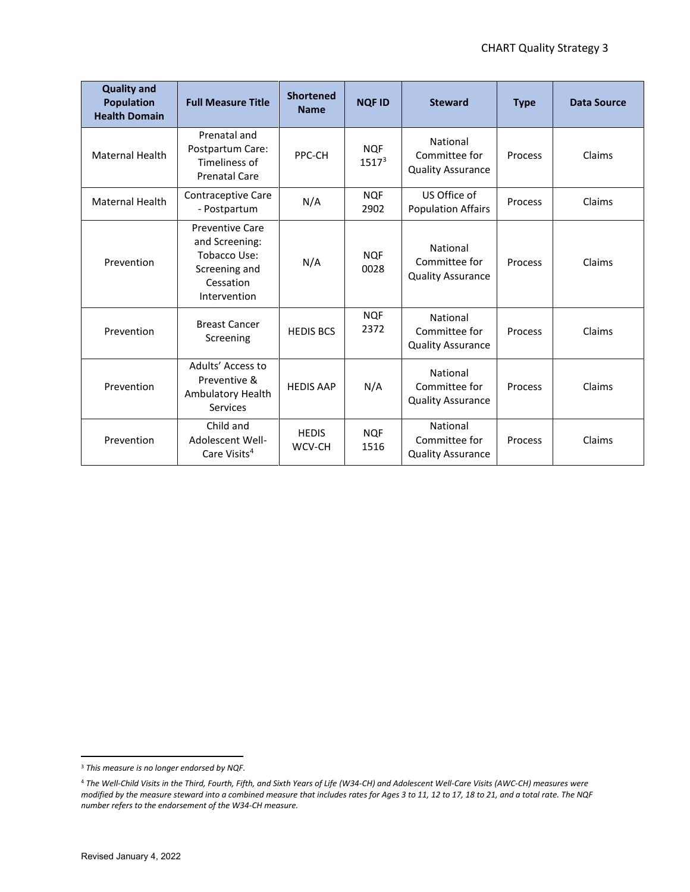| Quality and Population Health Domain | Full Measure Title | Shortened Name | NQF ID | Steward | Type | Data Source |
|---|---|---|---|---|---|---|
| Maternal Health | Prenatal and Postpartum Care: Timeliness of Prenatal Care | PPC-CH | NQF 1517[3] | National Committee for Quality Assurance | Process | Claims |
| Maternal Health | Contraceptive Care - Postpartum | N/A | NQF 2902 | US Office of Population Affairs | Process | Claims |
| Prevention | Preventive Care and Screening: Tobacco Use: Screening and Cessation Intervention | N/A | NQF 0028 | National Committee for Quality Assurance | Process | Claims |
| Prevention | Breast Cancer Screening | HEDIS BCS | NQF 2372 | National Committee for Quality Assurance | Process | Claims |
| Prevention | Adults' Access to Preventive & Ambulatory Health Services | HEDIS AAP | N/A | National Committee for Quality Assurance | Process | Claims |
| Prevention | Child and Adolescent Well-Care Visits[4] | HEDIS WCV-CH | NQF 1516 | National Committee for Quality Assurance | Process | Claims |

[3] *This measure is no longer endorsed by NQF.*

[4] *The Well-Child Visits in the Third, Fourth, Fifth, and Sixth Years of Life (W34-CH) and Adolescent Well-Care Visits (AWC-CH) measures were modified by the measure steward into a combined measure that includes rates for Ages 3 to 11, 12 to 17, 18 to 21, and a total rate. The NQF number refers to the endorsement of the W34-CH measure.*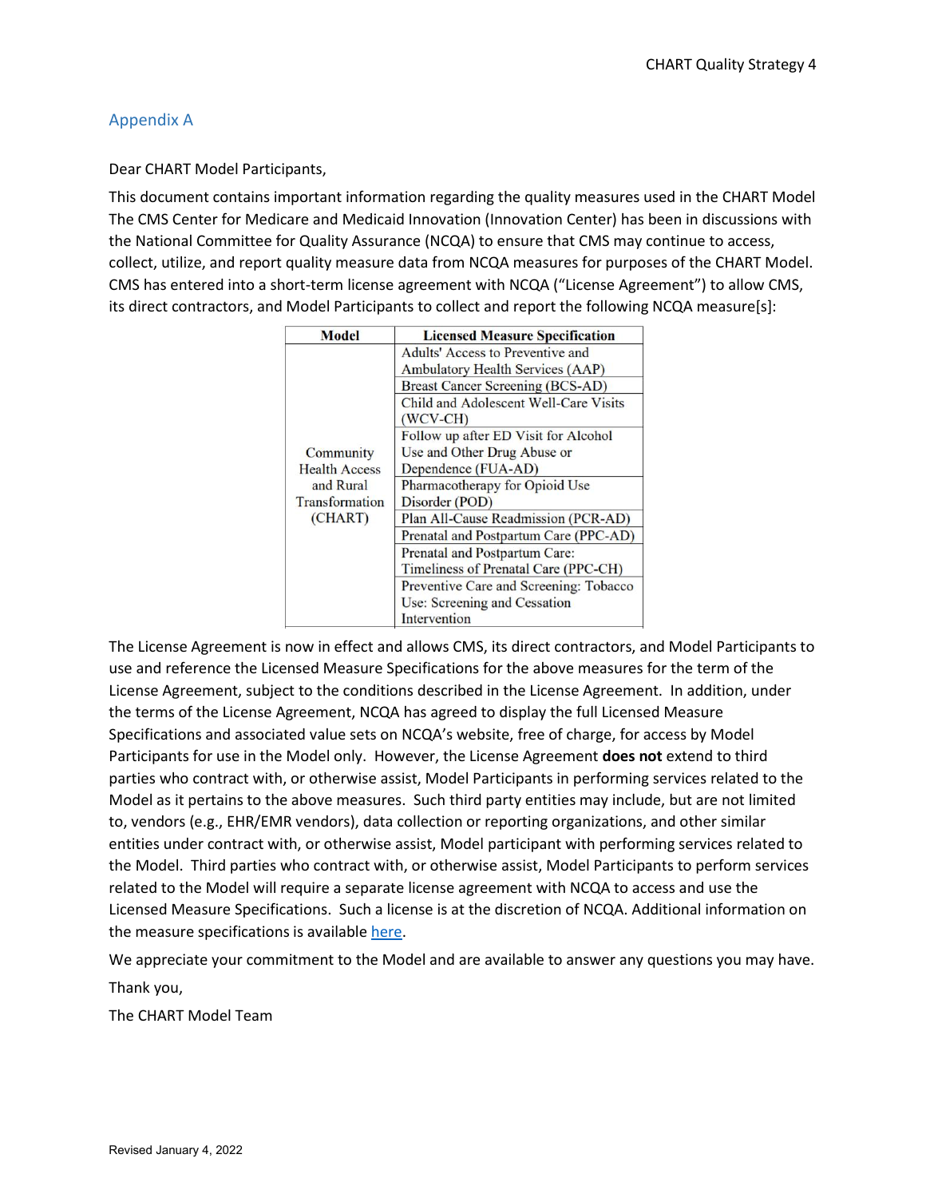## Appendix A

Dear CHART Model Participants,

This document contains important information regarding the quality measures used in the CHART Model The CMS Center for Medicare and Medicaid Innovation (Innovation Center) has been in discussions with the National Committee for Quality Assurance (NCQA) to ensure that CMS may continue to access, collect, utilize, and report quality measure data from NCQA measures for purposes of the CHART Model. CMS has entered into a short-term license agreement with NCQA ("License Agreement") to allow CMS, its direct contractors, and Model Participants to collect and report the following NCQA measure[s]:

| Model | Licensed Measure Specification |
|---|---|
| Community Health Access and Rural Transformation (CHART) | Adults' Access to Preventive and Ambulatory Health Services (AAP) |
| | Breast Cancer Screening (BCS-AD) |
| | Child and Adolescent Well-Care Visits (WCV-CH) |
| | Follow up after ED Visit for Alcohol Use and Other Drug Abuse or Dependence (FUA-AD) |
| | Pharmacotherapy for Opioid Use Disorder (POD) |
| | Plan All-Cause Readmission (PCR-AD) |
| | Prenatal and Postpartum Care (PPC-AD) |
| | Prenatal and Postpartum Care: Timeliness of Prenatal Care (PPC-CH) |
| | Preventive Care and Screening: Tobacco Use: Screening and Cessation Intervention |

The License Agreement is now in effect and allows CMS, its direct contractors, and Model Participants to use and reference the Licensed Measure Specifications for the above measures for the term of the License Agreement, subject to the conditions described in the License Agreement. In addition, under the terms of the License Agreement, NCQA has agreed to display the full Licensed Measure Specifications and associated value sets on NCQA's website, free of charge, for access by Model Participants for use in the Model only. However, the License Agreement **does not** extend to third parties who contract with, or otherwise assist, Model Participants in performing services related to the Model as it pertains to the above measures. Such third party entities may include, but are not limited to, vendors (e.g., EHR/EMR vendors), data collection or reporting organizations, and other similar entities under contract with, or otherwise assist, Model participant with performing services related to the Model. Third parties who contract with, or otherwise assist, Model Participants to perform services related to the Model will require a separate license agreement with NCQA to access and use the Licensed Measure Specifications. Such a license is at the discretion of NCQA. Additional information on the measure specifications is available here.

We appreciate your commitment to the Model and are available to answer any questions you may have.

Thank you,

The CHART Model Team

Revised January 4, 2022